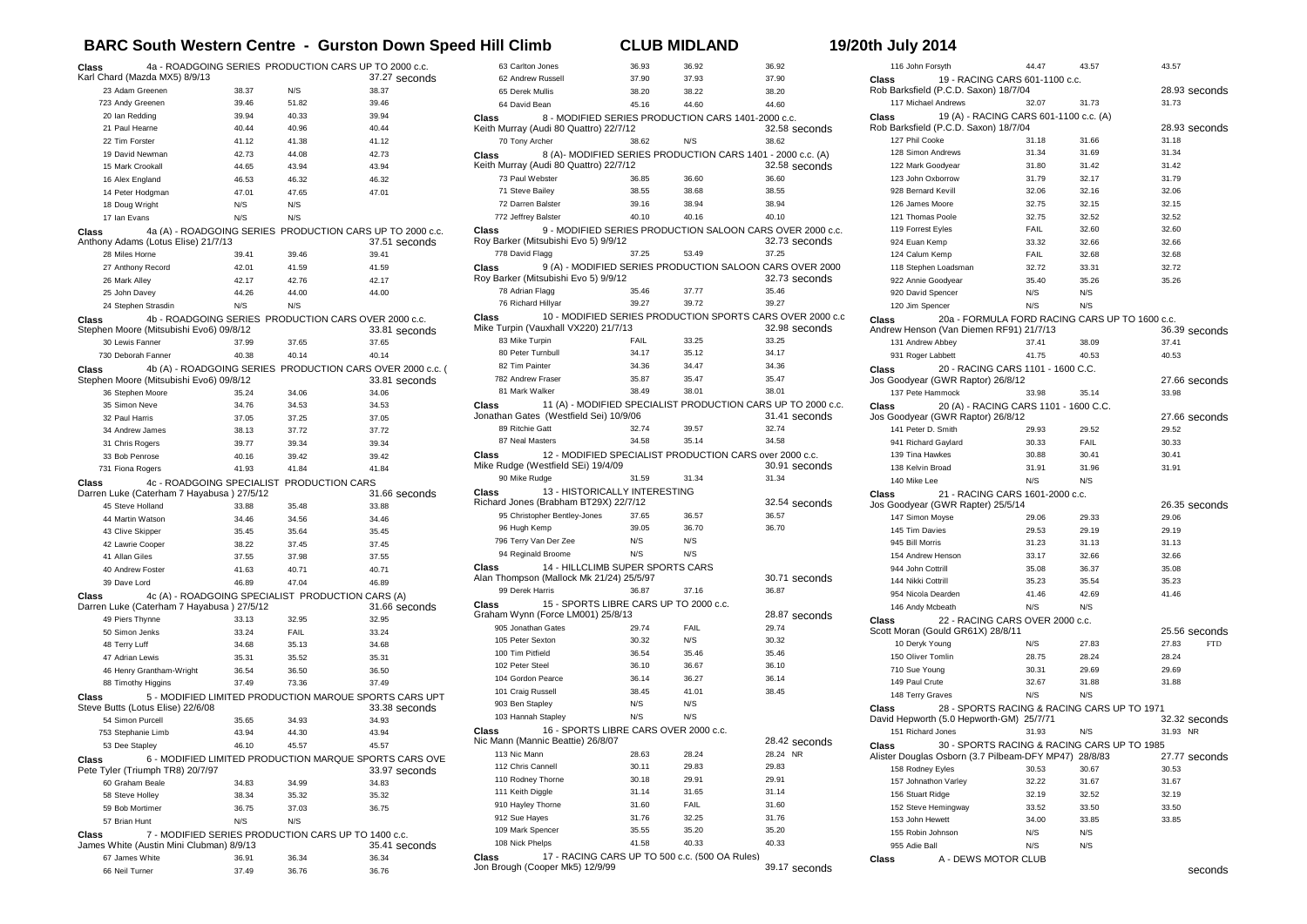# BARC South Western Centre - Gurston Down Speed Hill Climb

**CLUB MIDLAND** — **19/20th July 2014**

**Class 4a - ROADGOING SERIES PRODUCTION CARS UP TO 2000 c.c.**
Karl Chard (Mazda MX5) 8/9/13 — 37.27 seconds

| No. | Driver | Run 1 | Run 2 | Best |
|---|---|---|---|---|
| 23 | Adam Greenen | 38.37 | N/S | 38.37 |
| 723 | Andy Greenen | 39.46 | 51.82 | 39.46 |
| 20 | Ian Redding | 39.94 | 40.33 | 39.94 |
| 21 | Paul Hearne | 40.44 | 40.96 | 40.44 |
| 22 | Tim Forster | 41.12 | 41.38 | 41.12 |
| 19 | David Newman | 42.73 | 44.08 | 42.73 |
| 15 | Mark Crookall | 44.65 | 43.94 | 43.94 |
| 16 | Alex England | 46.53 | 46.32 | 46.32 |
| 14 | Peter Hodgman | 47.01 | 47.65 | 47.01 |
| 18 | Doug Wright | N/S | N/S | |
| 17 | Ian Evans | N/S | N/S | |

**Class 4a (A) - ROADGOING SERIES PRODUCTION CARS UP TO 2000 c.c.**
Anthony Adams (Lotus Elise) 21/7/13 — 37.51 seconds

| No. | Driver | Run 1 | Run 2 | Best |
|---|---|---|---|---|
| 28 | Miles Horne | 39.41 | 39.46 | 39.41 |
| 27 | Anthony Record | 42.01 | 41.59 | 41.59 |
| 26 | Mark Alley | 42.17 | 42.76 | 42.17 |
| 25 | John Davey | 44.26 | 44.00 | 44.00 |
| 24 | Stephen Strasdin | N/S | N/S | |

**Class 4b - ROADGOING SERIES PRODUCTION CARS OVER 2000 c.c.**
Stephen Moore (Mitsubishi Evo6) 09/8/12 — 33.81 seconds

| No. | Driver | Run 1 | Run 2 | Best |
|---|---|---|---|---|
| 30 | Lewis Fanner | 37.99 | 37.65 | 37.65 |
| 730 | Deborah Fanner | 40.38 | 40.14 | 40.14 |

**Class 4b (A) - ROADGOING SERIES PRODUCTION CARS OVER 2000 c.c. (**
Stephen Moore (Mitsubishi Evo6) 09/8/12 — 33.81 seconds

| No. | Driver | Run 1 | Run 2 | Best |
|---|---|---|---|---|
| 36 | Stephen Moore | 35.24 | 34.06 | 34.06 |
| 35 | Simon Neve | 34.76 | 34.53 | 34.53 |
| 32 | Paul Harris | 37.05 | 37.25 | 37.05 |
| 34 | Andrew James | 38.13 | 37.72 | 37.72 |
| 31 | Chris Rogers | 39.77 | 39.34 | 39.34 |
| 33 | Bob Penrose | 40.16 | 39.42 | 39.42 |
| 731 | Fiona Rogers | 41.93 | 41.84 | 41.84 |

**Class 4c - ROADGOING SPECIALIST PRODUCTION CARS**
Darren Luke (Caterham 7 Hayabusa ) 27/5/12 — 31.66 seconds

| No. | Driver | Run 1 | Run 2 | Best |
|---|---|---|---|---|
| 45 | Steve Holland | 33.88 | 35.48 | 33.88 |
| 44 | Martin Watson | 34.46 | 34.56 | 34.46 |
| 43 | Clive Skipper | 35.45 | 35.64 | 35.45 |
| 42 | Lawrie Cooper | 38.22 | 37.45 | 37.45 |
| 41 | Allan Giles | 37.55 | 37.98 | 37.55 |
| 40 | Andrew Foster | 41.63 | 40.71 | 40.71 |
| 39 | Dave Lord | 46.89 | 47.04 | 46.89 |

**Class 4c (A) - ROADGOING SPECIALIST PRODUCTION CARS (A)**
Darren Luke (Caterham 7 Hayabusa ) 27/5/12 — 31.66 seconds

| No. | Driver | Run 1 | Run 2 | Best |
|---|---|---|---|---|
| 49 | Piers Thynne | 33.13 | 32.95 | 32.95 |
| 50 | Simon Jenks | 33.24 | FAIL | 33.24 |
| 48 | Terry Luff | 34.68 | 35.13 | 34.68 |
| 47 | Adrian Lewis | 35.31 | 35.52 | 35.31 |
| 46 | Henry Grantham-Wright | 36.54 | 36.50 | 36.50 |
| 88 | Timothy Higgins | 37.49 | 73.36 | 37.49 |

**Class 5 - MODIFIED LIMITED PRODUCTION MARQUE SPORTS CARS UPT**
Steve Butts (Lotus Elise) 22/6/08 — 33.38 seconds

| No. | Driver | Run 1 | Run 2 | Best |
|---|---|---|---|---|
| 54 | Simon Purcell | 35.65 | 34.93 | 34.93 |
| 753 | Stephanie Limb | 43.94 | 44.30 | 43.94 |
| 53 | Dee Stapley | 46.10 | 45.57 | 45.57 |

**Class 6 - MODIFIED LIMITED PRODUCTION MARQUE SPORTS CARS OVE**
Pete Tyler (Triumph TR8) 20/7/97 — 33.97 seconds

| No. | Driver | Run 1 | Run 2 | Best |
|---|---|---|---|---|
| 60 | Graham Beale | 34.83 | 34.99 | 34.83 |
| 58 | Steve Holley | 38.34 | 35.32 | 35.32 |
| 59 | Bob Mortimer | 36.75 | 37.03 | 36.75 |
| 57 | Brian Hunt | N/S | N/S | |

**Class 7 - MODIFIED SERIES PRODUCTION CARS UP TO 1400 c.c.**
James White (Austin Mini Clubman) 8/9/13 — 35.41 seconds

| No. | Driver | Run 1 | Run 2 | Best |
|---|---|---|---|---|
| 67 | James White | 36.91 | 36.34 | 36.34 |
| 66 | Neil Turner | 37.49 | 36.76 | 36.76 |
| 63 | Carlton Jones | 36.93 | 36.92 | 36.92 |
| 62 | Andrew Russell | 37.90 | 37.93 | 37.90 |
| 65 | Derek Mullis | 38.20 | 38.22 | 38.20 |
| 64 | David Bean | 45.16 | 44.60 | 44.60 |

**Class 8 - MODIFIED SERIES PRODUCTION CARS 1401-2000 c.c.**
Keith Murray (Audi 80 Quattro) 22/7/12 — 32.58 seconds

| No. | Driver | Run 1 | Run 2 | Best |
|---|---|---|---|---|
| 70 | Tony Archer | 38.62 | N/S | 38.62 |

**Class 8 (A)- MODIFIED SERIES PRODUCTION CARS 1401 - 2000 c.c. (A)**
Keith Murray (Audi 80 Quattro) 22/7/12 — 32.58 seconds

| No. | Driver | Run 1 | Run 2 | Best |
|---|---|---|---|---|
| 73 | Paul Webster | 36.85 | 36.60 | 36.60 |
| 71 | Steve Bailey | 38.55 | 38.68 | 38.55 |
| 72 | Darren Balster | 39.16 | 38.94 | 38.94 |
| 772 | Jeffrey Balster | 40.10 | 40.16 | 40.10 |

**Class 9 - MODIFIED SERIES PRODUCTION SALOON CARS OVER 2000 c.c.**
Roy Barker (Mitsubishi Evo 5) 9/9/12 — 32.73 seconds

| No. | Driver | Run 1 | Run 2 | Best |
|---|---|---|---|---|
| 778 | David Flagg | 37.25 | 53.49 | 37.25 |

**Class 9 (A) - MODIFIED SERIES PRODUCTION SALOON CARS OVER 2000**
Roy Barker (Mitsubishi Evo 5) 9/9/12 — 32.73 seconds

| No. | Driver | Run 1 | Run 2 | Best |
|---|---|---|---|---|
| 78 | Adrian Flagg | 35.46 | 37.77 | 35.46 |
| 76 | Richard Hillyar | 39.27 | 39.72 | 39.27 |

**Class 10 - MODIFIED SERIES PRODUCTION SPORTS CARS OVER 2000 c.c**
Mike Turpin (Vauxhall VX220) 21/7/13 — 32.98 seconds

| No. | Driver | Run 1 | Run 2 | Best |
|---|---|---|---|---|
| 83 | Mike Turpin | FAIL | 33.25 | 33.25 |
| 80 | Peter Turnbull | 34.17 | 35.12 | 34.17 |
| 82 | Tim Painter | 34.36 | 34.47 | 34.36 |
| 782 | Andrew Fraser | 35.87 | 35.47 | 35.47 |
| 81 | Mark Walker | 38.49 | 38.01 | 38.01 |

**Class 11 (A) - MODIFIED SPECIALIST PRODUCTION CARS UP TO 2000 c.c.**
Jonathan Gates (Westfield Sei) 10/9/06 — 31.41 seconds

| No. | Driver | Run 1 | Run 2 | Best |
|---|---|---|---|---|
| 89 | Ritchie Gatt | 32.74 | 39.57 | 32.74 |
| 87 | Neal Masters | 34.58 | 35.14 | 34.58 |

**Class 12 - MODIFIED SPECIALIST PRODUCTION CARS over 2000 c.c.**
Mike Rudge (Westfield SEi) 19/4/09 — 30.91 seconds

| No. | Driver | Run 1 | Run 2 | Best |
|---|---|---|---|---|
| 90 | Mike Rudge | 31.59 | 31.34 | 31.34 |

**Class 13 - HISTORICALLY INTERESTING**
Richard Jones (Brabham BT29X) 22/7/12 — 32.54 seconds

| No. | Driver | Run 1 | Run 2 | Best |
|---|---|---|---|---|
| 95 | Christopher Bentley-Jones | 37.65 | 36.57 | 36.57 |
| 96 | Hugh Kemp | 39.05 | 36.70 | 36.70 |
| 796 | Terry Van Der Zee | N/S | N/S | |
| 94 | Reginald Broome | N/S | N/S | |

**Class 14 - HILLCLIMB SUPER SPORTS CARS**
Alan Thompson (Mallock Mk 21/24) 25/5/97 — 30.71 seconds

| No. | Driver | Run 1 | Run 2 | Best |
|---|---|---|---|---|
| 99 | Derek Harris | 36.87 | 37.16 | 36.87 |

**Class 15 - SPORTS LIBRE CARS UP TO 2000 c.c.**
Graham Wynn (Force LM001) 25/8/13 — 28.87 seconds

| No. | Driver | Run 1 | Run 2 | Best |
|---|---|---|---|---|
| 905 | Jonathan Gates | 29.74 | FAIL | 29.74 |
| 105 | Peter Sexton | 30.32 | N/S | 30.32 |
| 100 | Tim Pitfield | 36.54 | 35.46 | 35.46 |
| 102 | Peter Steel | 36.10 | 36.67 | 36.10 |
| 104 | Gordon Pearce | 36.14 | 36.27 | 36.14 |
| 101 | Craig Russell | 38.45 | 41.01 | 38.45 |
| 903 | Ben Stapley | N/S | N/S | |
| 103 | Hannah Stapley | N/S | N/S | |

**Class 16 - SPORTS LIBRE CARS OVER 2000 c.c.**
Nic Mann (Mannic Beattie) 26/8/07 — 28.42 seconds

| No. | Driver | Run 1 | Run 2 | Best |
|---|---|---|---|---|
| 113 | Nic Mann | 28.63 | 28.24 | 28.24 NR |
| 112 | Chris Cannell | 30.11 | 29.83 | 29.83 |
| 110 | Rodney Thorne | 30.18 | 29.91 | 29.91 |
| 111 | Keith Diggle | 31.14 | 31.65 | 31.14 |
| 910 | Hayley Thorne | 31.60 | FAIL | 31.60 |
| 912 | Sue Hayes | 31.76 | 32.25 | 31.76 |
| 109 | Mark Spencer | 35.55 | 35.20 | 35.20 |
| 108 | Nick Phelps | 41.58 | 40.33 | 40.33 |

**Class 17 - RACING CARS UP TO 500 c.c. (500 OA Rules)**
Jon Brough (Cooper Mk5) 12/9/99 — 39.17 seconds

| No. | Driver | Run 1 | Run 2 | Best |
|---|---|---|---|---|
| 116 | John Forsyth | 44.47 | 43.57 | 43.57 |

**Class 19 - RACING CARS 601-1100 c.c.**
Rob Barksfield (P.C.D. Saxon) 18/7/04 — 28.93 seconds

| No. | Driver | Run 1 | Run 2 | Best |
|---|---|---|---|---|
| 117 | Michael Andrews | 32.07 | 31.73 | 31.73 |

**Class 19 (A) - RACING CARS 601-1100 c.c. (A)**
Rob Barksfield (P.C.D. Saxon) 18/7/04 — 28.93 seconds

| No. | Driver | Run 1 | Run 2 | Best |
|---|---|---|---|---|
| 127 | Phil Cooke | 31.18 | 31.66 | 31.18 |
| 128 | Simon Andrews | 31.34 | 31.69 | 31.34 |
| 122 | Mark Goodyear | 31.80 | 31.42 | 31.42 |
| 123 | John Oxborrow | 31.79 | 32.17 | 31.79 |
| 928 | Bernard Kevill | 32.06 | 32.16 | 32.06 |
| 126 | James Moore | 32.75 | 32.15 | 32.15 |
| 121 | Thomas Poole | 32.75 | 32.52 | 32.52 |
| 119 | Forrest Eyles | FAIL | 32.60 | 32.60 |
| 924 | Euan Kemp | 33.32 | 32.66 | 32.66 |
| 124 | Calum Kemp | FAIL | 32.68 | 32.68 |
| 118 | Stephen Loadsman | 32.72 | 33.31 | 32.72 |
| 922 | Annie Goodyear | 35.40 | 35.26 | 35.26 |
| 920 | David Spencer | N/S | N/S | |
| 120 | Jim Spencer | N/S | N/S | |

**Class 20a - FORMULA FORD RACING CARS UP TO 1600 c.c.**
Andrew Henson (Van Diemen RF91) 21/7/13 — 36.39 seconds

| No. | Driver | Run 1 | Run 2 | Best |
|---|---|---|---|---|
| 131 | Andrew Abbey | 37.41 | 38.09 | 37.41 |
| 931 | Roger Labbett | 41.75 | 40.53 | 40.53 |

**Class 20 - RACING CARS 1101 - 1600 C.C.**
Jos Goodyear (GWR Raptor) 26/8/12 — 27.66 seconds

| No. | Driver | Run 1 | Run 2 | Best |
|---|---|---|---|---|
| 137 | Pete Hammock | 33.98 | 35.14 | 33.98 |

**Class 20 (A) - RACING CARS 1101 - 1600 C.C.**
Jos Goodyear (GWR Raptor) 26/8/12 — 27.66 seconds

| No. | Driver | Run 1 | Run 2 | Best |
|---|---|---|---|---|
| 141 | Peter D. Smith | 29.93 | 29.52 | 29.52 |
| 941 | Richard Gaylard | 30.33 | FAIL | 30.33 |
| 139 | Tina Hawkes | 30.88 | 30.41 | 30.41 |
| 138 | Kelvin Broad | 31.91 | 31.96 | 31.91 |
| 140 | Mike Lee | N/S | N/S | |

**Class 21 - RACING CARS 1601-2000 c.c.**
Jos Goodyear (GWR Rapter) 25/5/14 — 26.35 seconds

| No. | Driver | Run 1 | Run 2 | Best |
|---|---|---|---|---|
| 147 | Simon Moyse | 29.06 | 29.33 | 29.06 |
| 145 | Tim Davies | 29.53 | 29.19 | 29.19 |
| 945 | Bill Morris | 31.23 | 31.13 | 31.13 |
| 154 | Andrew Henson | 33.17 | 32.66 | 32.66 |
| 944 | John Cottrill | 35.08 | 36.37 | 35.08 |
| 144 | Nikki Cottrill | 35.23 | 35.54 | 35.23 |
| 954 | Nicola Dearden | 41.46 | 42.69 | 41.46 |
| 146 | Andy Mcbeath | N/S | N/S | |

**Class 22 - RACING CARS OVER 2000 c.c.**
Scott Moran (Gould GR61X) 28/8/11 — 25.56 seconds

| No. | Driver | Run 1 | Run 2 | Best |
|---|---|---|---|---|
| 10 | Deryk Young | N/S | 27.83 | 27.83 FTD |
| 150 | Oliver Tomlin | 28.75 | 28.24 | 28.24 |
| 710 | Sue Young | 30.31 | 29.69 | 29.69 |
| 149 | Paul Crute | 32.67 | 31.88 | 31.88 |
| 148 | Terry Graves | N/S | N/S | |

**Class 28 - SPORTS RACING & RACING CARS UP TO 1971**
David Hepworth (5.0 Hepworth-GM) 25/7/71 — 32.32 seconds

| No. | Driver | Run 1 | Run 2 | Best |
|---|---|---|---|---|
| 151 | Richard Jones | 31.93 | N/S | 31.93 NR |

**Class 30 - SPORTS RACING & RACING CARS UP TO 1985**
Alister Douglas Osborn (3.7 Pilbeam-DFY MP47) 28/8/83 — 27.77 seconds

| No. | Driver | Run 1 | Run 2 | Best |
|---|---|---|---|---|
| 158 | Rodney Eyles | 30.53 | 30.67 | 30.53 |
| 157 | Johnathon Varley | 32.22 | 31.67 | 31.67 |
| 156 | Stuart Ridge | 32.19 | 32.52 | 32.19 |
| 152 | Steve Hemingway | 33.52 | 33.50 | 33.50 |
| 153 | John Hewett | 34.00 | 33.85 | 33.85 |
| 155 | Robin Johnson | N/S | N/S | |
| 955 | Adie Ball | N/S | N/S | |

**Class A - DEWS MOTOR CLUB**
seconds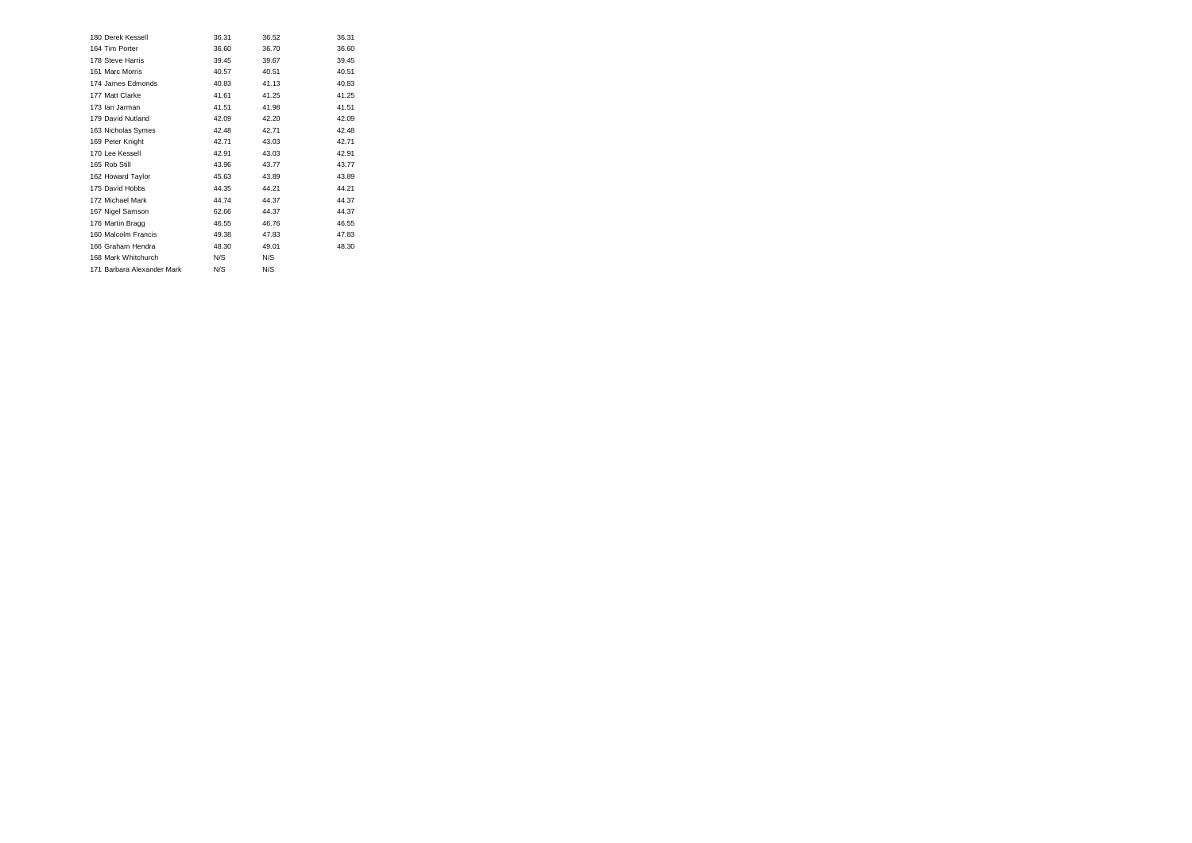| | | | | |
|---|---|---|---|---|
| 180 | Derek Kessell | 36.31 | 36.52 | 36.31 |
| 164 | Tim Porter | 36.60 | 36.70 | 36.60 |
| 178 | Steve Harris | 39.45 | 39.67 | 39.45 |
| 161 | Marc Morris | 40.57 | 40.51 | 40.51 |
| 174 | James Edmonds | 40.83 | 41.13 | 40.83 |
| 177 | Matt Clarke | 41.61 | 41.25 | 41.25 |
| 173 | Ian Jarman | 41.51 | 41.98 | 41.51 |
| 179 | David Nutland | 42.09 | 42.20 | 42.09 |
| 163 | Nicholas Symes | 42.48 | 42.71 | 42.48 |
| 169 | Peter Knight | 42.71 | 43.03 | 42.71 |
| 170 | Lee Kessell | 42.91 | 43.03 | 42.91 |
| 165 | Rob Still | 43.96 | 43.77 | 43.77 |
| 162 | Howard Taylor | 45.63 | 43.89 | 43.89 |
| 175 | David Hobbs | 44.35 | 44.21 | 44.21 |
| 172 | Michael Mark | 44.74 | 44.37 | 44.37 |
| 167 | Nigel Samson | 62.66 | 44.37 | 44.37 |
| 176 | Martin Bragg | 46.55 | 46.76 | 46.55 |
| 160 | Malcolm Francis | 49.38 | 47.83 | 47.83 |
| 166 | Graham Hendra | 48.30 | 49.01 | 48.30 |
| 168 | Mark Whitchurch | N/S | N/S | |
| 171 | Barbara Alexander Mark | N/S | N/S | |